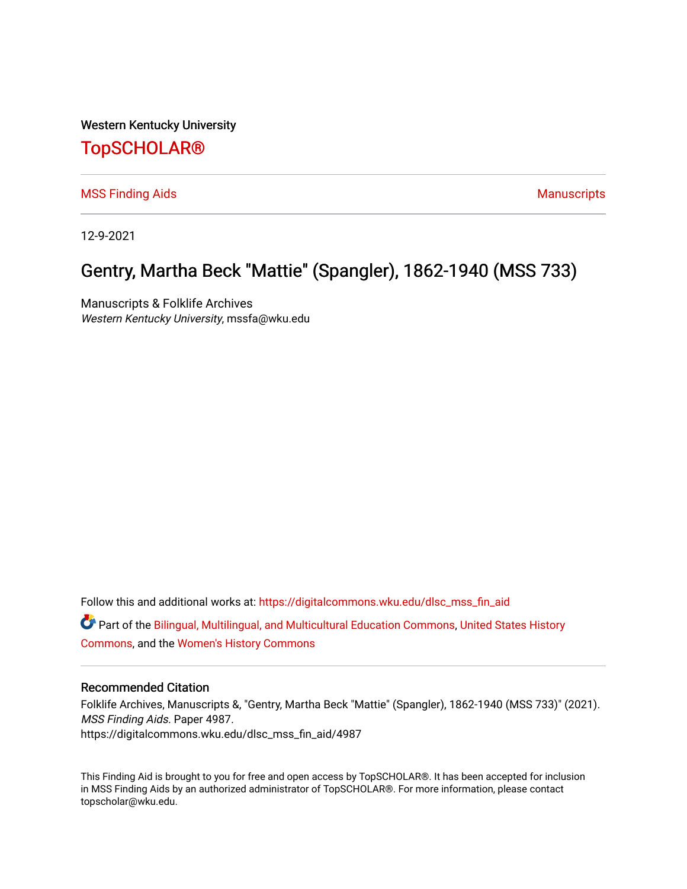Western Kentucky University

# TopSCHOLAR®

MSS Finding Aids | Manuscripts

12-9-2021

## Gentry, Martha Beck "Mattie" (Spangler), 1862-1940 (MSS 733)

Manuscripts & Folklife Archives
*Western Kentucky University*, mssfa@wku.edu

Follow this and additional works at: https://digitalcommons.wku.edu/dlsc_mss_fin_aid

Part of the Bilingual, Multilingual, and Multicultural Education Commons, United States History Commons, and the Women's History Commons

### Recommended Citation

Folklife Archives, Manuscripts &, "Gentry, Martha Beck "Mattie" (Spangler), 1862-1940 (MSS 733)" (2021). *MSS Finding Aids.* Paper 4987.
https://digitalcommons.wku.edu/dlsc_mss_fin_aid/4987

This Finding Aid is brought to you for free and open access by TopSCHOLAR®. It has been accepted for inclusion in MSS Finding Aids by an authorized administrator of TopSCHOLAR®. For more information, please contact topscholar@wku.edu.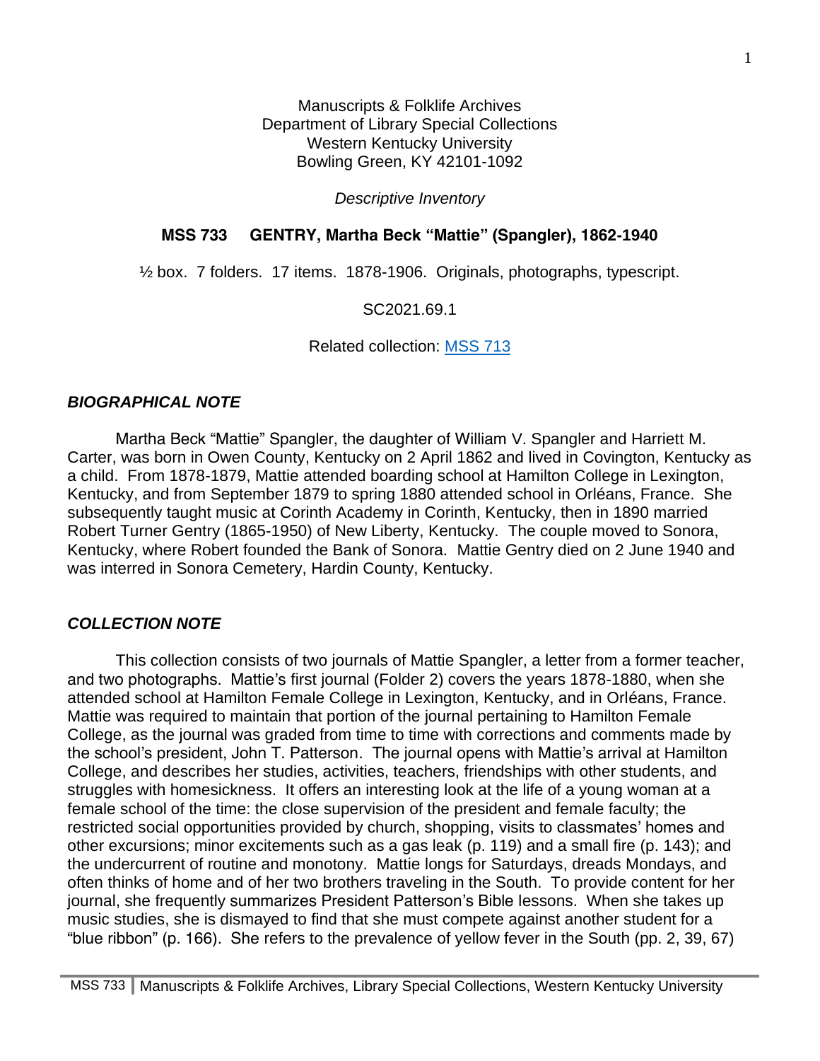Manuscripts & Folklife Archives
Department of Library Special Collections
Western Kentucky University
Bowling Green, KY 42101-1092

*Descriptive Inventory*

**MSS 733 GENTRY, Martha Beck "Mattie" (Spangler), 1862-1940**

½ box. 7 folders. 17 items. 1878-1906. Originals, photographs, typescript.

SC2021.69.1

Related collection: [MSS 713]

## *BIOGRAPHICAL NOTE*

Martha Beck "Mattie" Spangler, the daughter of William V. Spangler and Harriett M. Carter, was born in Owen County, Kentucky on 2 April 1862 and lived in Covington, Kentucky as a child. From 1878-1879, Mattie attended boarding school at Hamilton College in Lexington, Kentucky, and from September 1879 to spring 1880 attended school in Orléans, France. She subsequently taught music at Corinth Academy in Corinth, Kentucky, then in 1890 married Robert Turner Gentry (1865-1950) of New Liberty, Kentucky. The couple moved to Sonora, Kentucky, where Robert founded the Bank of Sonora. Mattie Gentry died on 2 June 1940 and was interred in Sonora Cemetery, Hardin County, Kentucky.

## *COLLECTION NOTE*

This collection consists of two journals of Mattie Spangler, a letter from a former teacher, and two photographs. Mattie's first journal (Folder 2) covers the years 1878-1880, when she attended school at Hamilton Female College in Lexington, Kentucky, and in Orléans, France. Mattie was required to maintain that portion of the journal pertaining to Hamilton Female College, as the journal was graded from time to time with corrections and comments made by the school's president, John T. Patterson. The journal opens with Mattie's arrival at Hamilton College, and describes her studies, activities, teachers, friendships with other students, and struggles with homesickness. It offers an interesting look at the life of a young woman at a female school of the time: the close supervision of the president and female faculty; the restricted social opportunities provided by church, shopping, visits to classmates' homes and other excursions; minor excitements such as a gas leak (p. 119) and a small fire (p. 143); and the undercurrent of routine and monotony. Mattie longs for Saturdays, dreads Mondays, and often thinks of home and of her two brothers traveling in the South. To provide content for her journal, she frequently summarizes President Patterson's Bible lessons. When she takes up music studies, she is dismayed to find that she must compete against another student for a "blue ribbon" (p. 166). She refers to the prevalence of yellow fever in the South (pp. 2, 39, 67)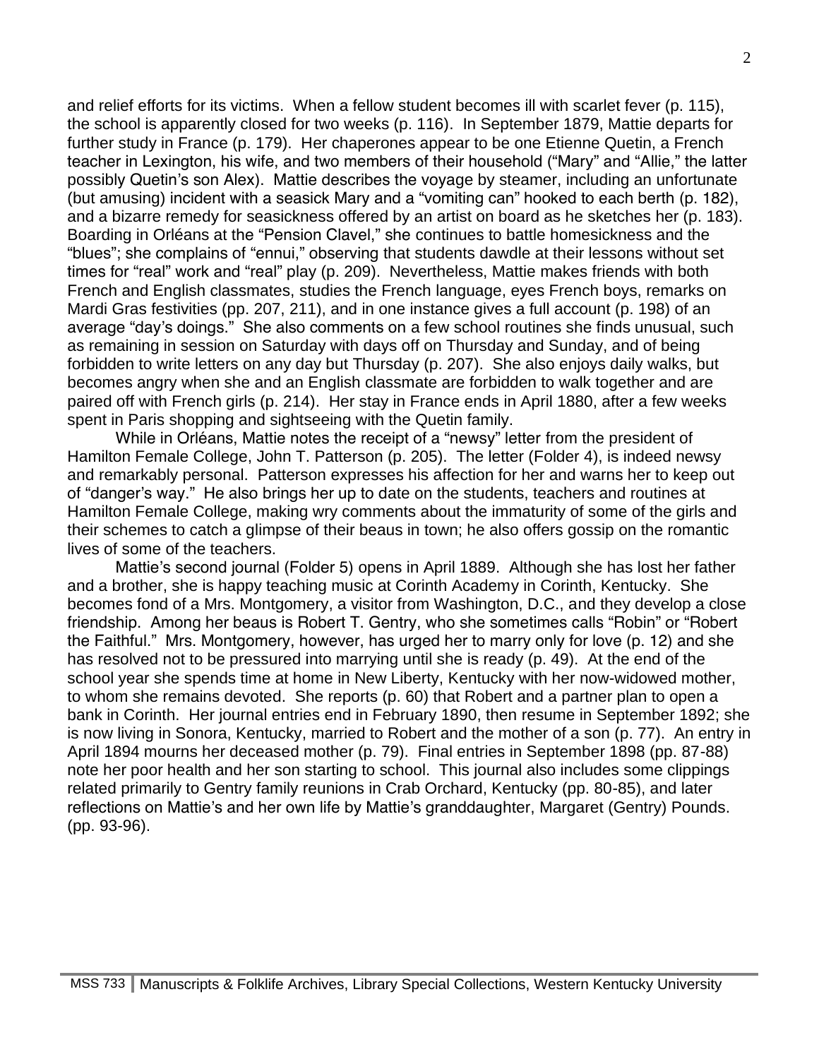and relief efforts for its victims. When a fellow student becomes ill with scarlet fever (p. 115), the school is apparently closed for two weeks (p. 116). In September 1879, Mattie departs for further study in France (p. 179). Her chaperones appear to be one Etienne Quetin, a French teacher in Lexington, his wife, and two members of their household ("Mary" and "Allie," the latter possibly Quetin's son Alex). Mattie describes the voyage by steamer, including an unfortunate (but amusing) incident with a seasick Mary and a "vomiting can" hooked to each berth (p. 182), and a bizarre remedy for seasickness offered by an artist on board as he sketches her (p. 183). Boarding in Orléans at the "Pension Clavel," she continues to battle homesickness and the "blues"; she complains of "ennui," observing that students dawdle at their lessons without set times for "real" work and "real" play (p. 209). Nevertheless, Mattie makes friends with both French and English classmates, studies the French language, eyes French boys, remarks on Mardi Gras festivities (pp. 207, 211), and in one instance gives a full account (p. 198) of an average "day's doings." She also comments on a few school routines she finds unusual, such as remaining in session on Saturday with days off on Thursday and Sunday, and of being forbidden to write letters on any day but Thursday (p. 207). She also enjoys daily walks, but becomes angry when she and an English classmate are forbidden to walk together and are paired off with French girls (p. 214). Her stay in France ends in April 1880, after a few weeks spent in Paris shopping and sightseeing with the Quetin family.

While in Orléans, Mattie notes the receipt of a "newsy" letter from the president of Hamilton Female College, John T. Patterson (p. 205). The letter (Folder 4), is indeed newsy and remarkably personal. Patterson expresses his affection for her and warns her to keep out of "danger's way." He also brings her up to date on the students, teachers and routines at Hamilton Female College, making wry comments about the immaturity of some of the girls and their schemes to catch a glimpse of their beaus in town; he also offers gossip on the romantic lives of some of the teachers.

Mattie's second journal (Folder 5) opens in April 1889. Although she has lost her father and a brother, she is happy teaching music at Corinth Academy in Corinth, Kentucky. She becomes fond of a Mrs. Montgomery, a visitor from Washington, D.C., and they develop a close friendship. Among her beaus is Robert T. Gentry, who she sometimes calls "Robin" or "Robert the Faithful." Mrs. Montgomery, however, has urged her to marry only for love (p. 12) and she has resolved not to be pressured into marrying until she is ready (p. 49). At the end of the school year she spends time at home in New Liberty, Kentucky with her now-widowed mother, to whom she remains devoted. She reports (p. 60) that Robert and a partner plan to open a bank in Corinth. Her journal entries end in February 1890, then resume in September 1892; she is now living in Sonora, Kentucky, married to Robert and the mother of a son (p. 77). An entry in April 1894 mourns her deceased mother (p. 79). Final entries in September 1898 (pp. 87-88) note her poor health and her son starting to school. This journal also includes some clippings related primarily to Gentry family reunions in Crab Orchard, Kentucky (pp. 80-85), and later reflections on Mattie's and her own life by Mattie's granddaughter, Margaret (Gentry) Pounds. (pp. 93-96).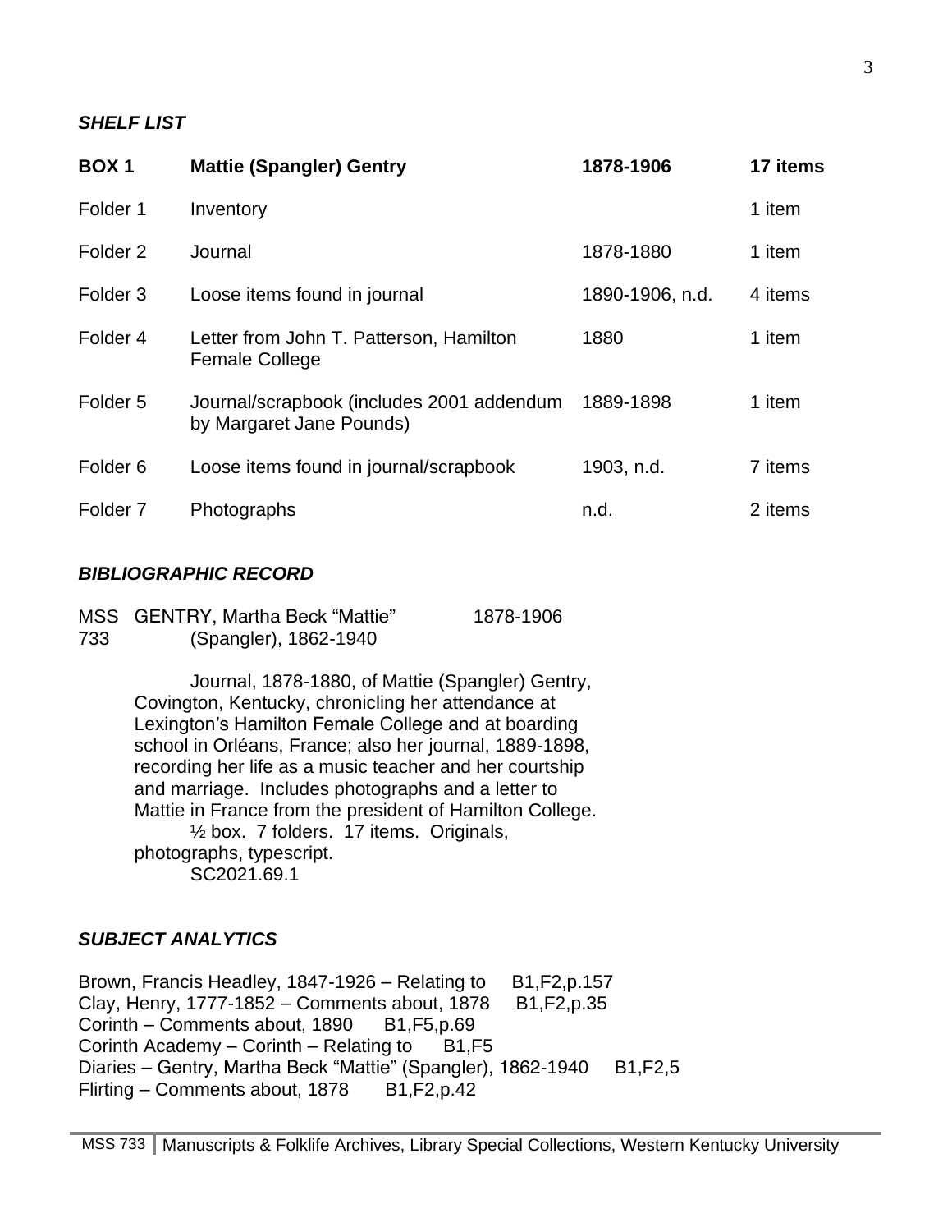### *SHELF LIST*

| **BOX 1** | **Mattie (Spangler) Gentry** | **1878-1906** | **17 items** |
|---|---|---|---|
| Folder 1 | Inventory | | 1 item |
| Folder 2 | Journal | 1878-1880 | 1 item |
| Folder 3 | Loose items found in journal | 1890-1906, n.d. | 4 items |
| Folder 4 | Letter from John T. Patterson, Hamilton Female College | 1880 | 1 item |
| Folder 5 | Journal/scrapbook (includes 2001 addendum by Margaret Jane Pounds) | 1889-1898 | 1 item |
| Folder 6 | Loose items found in journal/scrapbook | 1903, n.d. | 7 items |
| Folder 7 | Photographs | n.d. | 2 items |

### *BIBLIOGRAPHIC RECORD*

MSS 733 GENTRY, Martha Beck "Mattie" (Spangler), 1862-1940 1878-1906

Journal, 1878-1880, of Mattie (Spangler) Gentry, Covington, Kentucky, chronicling her attendance at Lexington's Hamilton Female College and at boarding school in Orléans, France; also her journal, 1889-1898, recording her life as a music teacher and her courtship and marriage. Includes photographs and a letter to Mattie in France from the president of Hamilton College.

½ box. 7 folders. 17 items. Originals, photographs, typescript.

SC2021.69.1

### *SUBJECT ANALYTICS*

Brown, Francis Headley, 1847-1926 – Relating to B1,F2,p.157
Clay, Henry, 1777-1852 – Comments about, 1878 B1,F2,p.35
Corinth – Comments about, 1890 B1,F5,p.69
Corinth Academy – Corinth – Relating to B1,F5
Diaries – Gentry, Martha Beck "Mattie" (Spangler), 1862-1940 B1,F2,5
Flirting – Comments about, 1878 B1,F2,p.42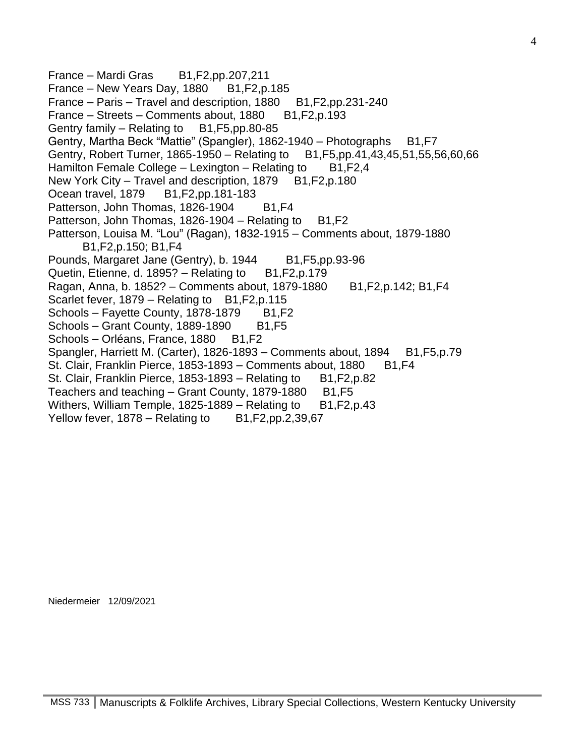France – Mardi Gras B1,F2,pp.207,211
France – New Years Day, 1880 B1,F2,p.185
France – Paris – Travel and description, 1880 B1,F2,pp.231-240
France – Streets – Comments about, 1880 B1,F2,p.193
Gentry family – Relating to B1,F5,pp.80-85
Gentry, Martha Beck "Mattie" (Spangler), 1862-1940 – Photographs B1,F7
Gentry, Robert Turner, 1865-1950 – Relating to B1,F5,pp.41,43,45,51,55,56,60,66
Hamilton Female College – Lexington – Relating to B1,F2,4
New York City – Travel and description, 1879 B1,F2,p.180
Ocean travel, 1879 B1,F2,pp.181-183
Patterson, John Thomas, 1826-1904 B1,F4
Patterson, John Thomas, 1826-1904 – Relating to B1,F2
Patterson, Louisa M. "Lou" (Ragan), 1832-1915 – Comments about, 1879-1880
B1,F2,p.150; B1,F4
Pounds, Margaret Jane (Gentry), b. 1944 B1,F5,pp.93-96
Quetin, Etienne, d. 1895? – Relating to B1,F2,p.179
Ragan, Anna, b. 1852? – Comments about, 1879-1880 B1,F2,p.142; B1,F4
Scarlet fever, 1879 – Relating to B1,F2,p.115
Schools – Fayette County, 1878-1879 B1,F2
Schools – Grant County, 1889-1890 B1,F5
Schools – Orléans, France, 1880 B1,F2
Spangler, Harriett M. (Carter), 1826-1893 – Comments about, 1894 B1,F5,p.79
St. Clair, Franklin Pierce, 1853-1893 – Comments about, 1880 B1,F4
St. Clair, Franklin Pierce, 1853-1893 – Relating to B1,F2,p.82
Teachers and teaching – Grant County, 1879-1880 B1,F5
Withers, William Temple, 1825-1889 – Relating to B1,F2,p.43
Yellow fever, 1878 – Relating to B1,F2,pp.2,39,67

Niedermeier 12/09/2021